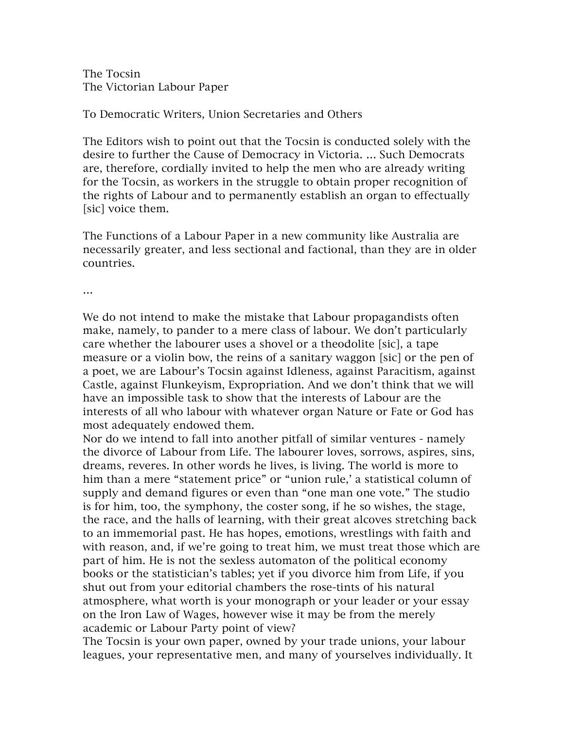The Tocsin
The Victorian Labour Paper

To Democratic Writers, Union Secretaries and Others

The Editors wish to point out that the Tocsin is conducted solely with the desire to further the Cause of Democracy in Victoria. … Such Democrats are, therefore, cordially invited to help the men who are already writing for the Tocsin, as workers in the struggle to obtain proper recognition of the rights of Labour and to permanently establish an organ to effectually [sic] voice them.

The Functions of a Labour Paper in a new community like Australia are necessarily greater, and less sectional and factional, than they are in older countries.

…

We do not intend to make the mistake that Labour propagandists often make, namely, to pander to a mere class of labour. We don't particularly care whether the labourer uses a shovel or a theodolite [sic], a tape measure or a violin bow, the reins of a sanitary waggon [sic] or the pen of a poet, we are Labour's Tocsin against Idleness, against Paracitism, against Castle, against Flunkeyism, Expropriation. And we don't think that we will have an impossible task to show that the interests of Labour are the interests of all who labour with whatever organ Nature or Fate or God has most adequately endowed them.

Nor do we intend to fall into another pitfall of similar ventures - namely the divorce of Labour from Life. The labourer loves, sorrows, aspires, sins, dreams, reveres. In other words he lives, is living. The world is more to him than a mere "statement price" or "union rule,' a statistical column of supply and demand figures or even than "one man one vote." The studio is for him, too, the symphony, the coster song, if he so wishes, the stage, the race, and the halls of learning, with their great alcoves stretching back to an immemorial past. He has hopes, emotions, wrestlings with faith and with reason, and, if we're going to treat him, we must treat those which are part of him. He is not the sexless automaton of the political economy books or the statistician's tables; yet if you divorce him from Life, if you shut out from your editorial chambers the rose-tints of his natural atmosphere, what worth is your monograph or your leader or your essay on the Iron Law of Wages, however wise it may be from the merely academic or Labour Party point of view?

The Tocsin is your own paper, owned by your trade unions, your labour leagues, your representative men, and many of yourselves individually. It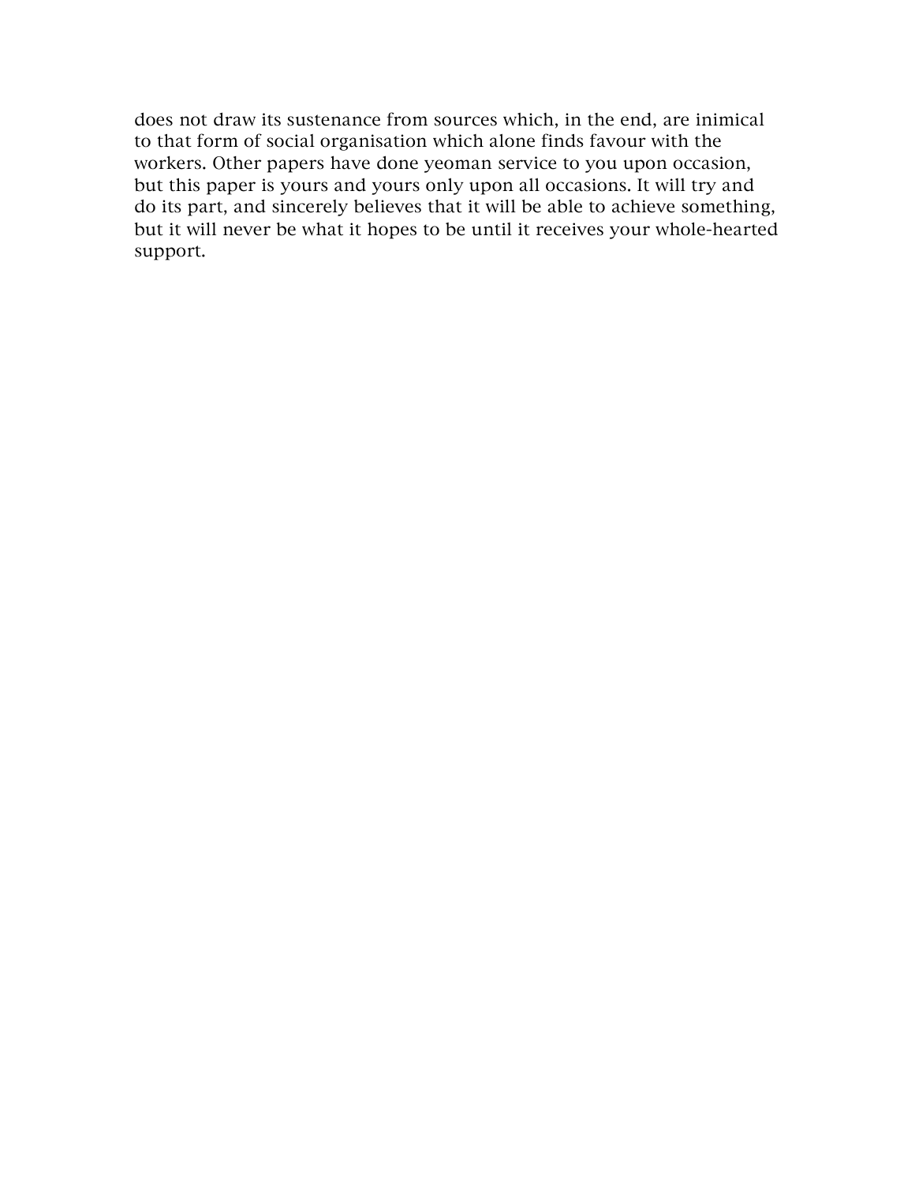does not draw its sustenance from sources which, in the end, are inimical to that form of social organisation which alone finds favour with the workers. Other papers have done yeoman service to you upon occasion, but this paper is yours and yours only upon all occasions. It will try and do its part, and sincerely believes that it will be able to achieve something, but it will never be what it hopes to be until it receives your whole-hearted support.